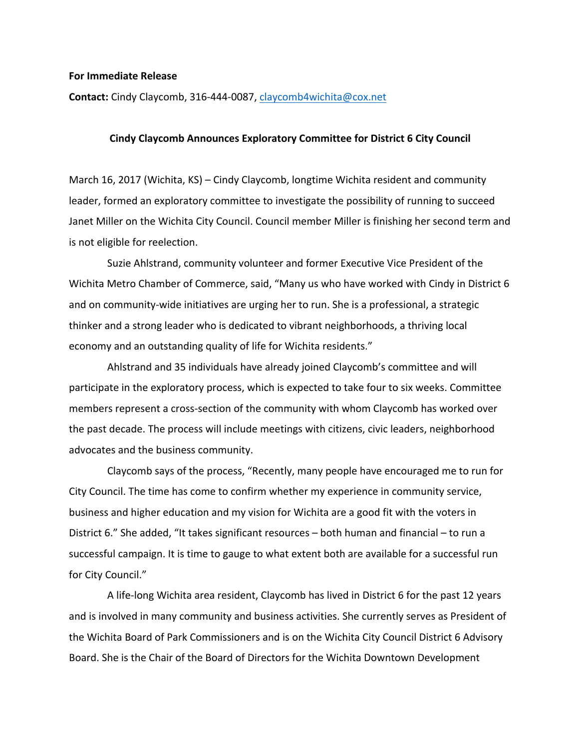**For Immediate Release**

**Contact:** Cindy Claycomb, 316-444-0087, claycomb4wichita@cox.net

**Cindy Claycomb Announces Exploratory Committee for District 6 City Council**

March 16, 2017 (Wichita, KS) – Cindy Claycomb, longtime Wichita resident and community leader, formed an exploratory committee to investigate the possibility of running to succeed Janet Miller on the Wichita City Council. Council member Miller is finishing her second term and is not eligible for reelection.

Suzie Ahlstrand, community volunteer and former Executive Vice President of the Wichita Metro Chamber of Commerce, said, "Many us who have worked with Cindy in District 6 and on community-wide initiatives are urging her to run. She is a professional, a strategic thinker and a strong leader who is dedicated to vibrant neighborhoods, a thriving local economy and an outstanding quality of life for Wichita residents."

Ahlstrand and 35 individuals have already joined Claycomb's committee and will participate in the exploratory process, which is expected to take four to six weeks. Committee members represent a cross-section of the community with whom Claycomb has worked over the past decade. The process will include meetings with citizens, civic leaders, neighborhood advocates and the business community.

Claycomb says of the process, "Recently, many people have encouraged me to run for City Council. The time has come to confirm whether my experience in community service, business and higher education and my vision for Wichita are a good fit with the voters in District 6." She added, "It takes significant resources – both human and financial – to run a successful campaign. It is time to gauge to what extent both are available for a successful run for City Council."

A life-long Wichita area resident, Claycomb has lived in District 6 for the past 12 years and is involved in many community and business activities. She currently serves as President of the Wichita Board of Park Commissioners and is on the Wichita City Council District 6 Advisory Board. She is the Chair of the Board of Directors for the Wichita Downtown Development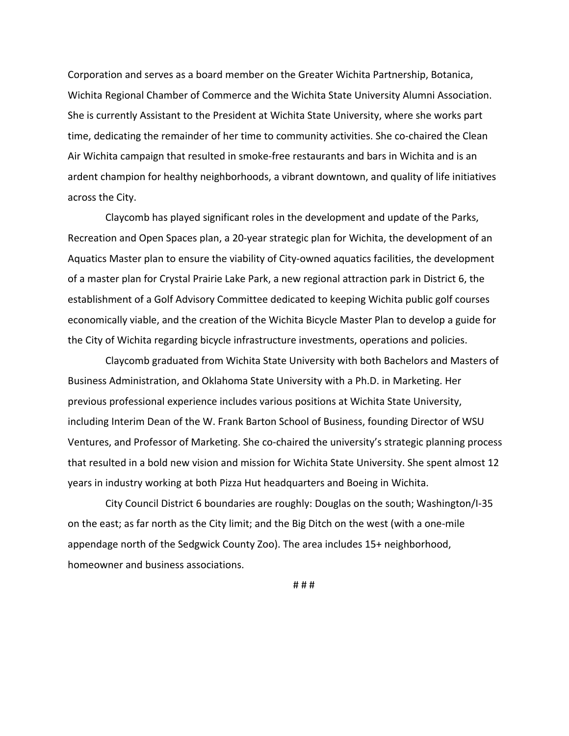Corporation and serves as a board member on the Greater Wichita Partnership, Botanica, Wichita Regional Chamber of Commerce and the Wichita State University Alumni Association. She is currently Assistant to the President at Wichita State University, where she works part time, dedicating the remainder of her time to community activities. She co-chaired the Clean Air Wichita campaign that resulted in smoke-free restaurants and bars in Wichita and is an ardent champion for healthy neighborhoods, a vibrant downtown, and quality of life initiatives across the City.

Claycomb has played significant roles in the development and update of the Parks, Recreation and Open Spaces plan, a 20-year strategic plan for Wichita, the development of an Aquatics Master plan to ensure the viability of City-owned aquatics facilities, the development of a master plan for Crystal Prairie Lake Park, a new regional attraction park in District 6, the establishment of a Golf Advisory Committee dedicated to keeping Wichita public golf courses economically viable, and the creation of the Wichita Bicycle Master Plan to develop a guide for the City of Wichita regarding bicycle infrastructure investments, operations and policies.

Claycomb graduated from Wichita State University with both Bachelors and Masters of Business Administration, and Oklahoma State University with a Ph.D. in Marketing. Her previous professional experience includes various positions at Wichita State University, including Interim Dean of the W. Frank Barton School of Business, founding Director of WSU Ventures, and Professor of Marketing. She co-chaired the university's strategic planning process that resulted in a bold new vision and mission for Wichita State University. She spent almost 12 years in industry working at both Pizza Hut headquarters and Boeing in Wichita.

City Council District 6 boundaries are roughly: Douglas on the south; Washington/I-35 on the east; as far north as the City limit; and the Big Ditch on the west (with a one-mile appendage north of the Sedgwick County Zoo). The area includes 15+ neighborhood, homeowner and business associations.

# # #